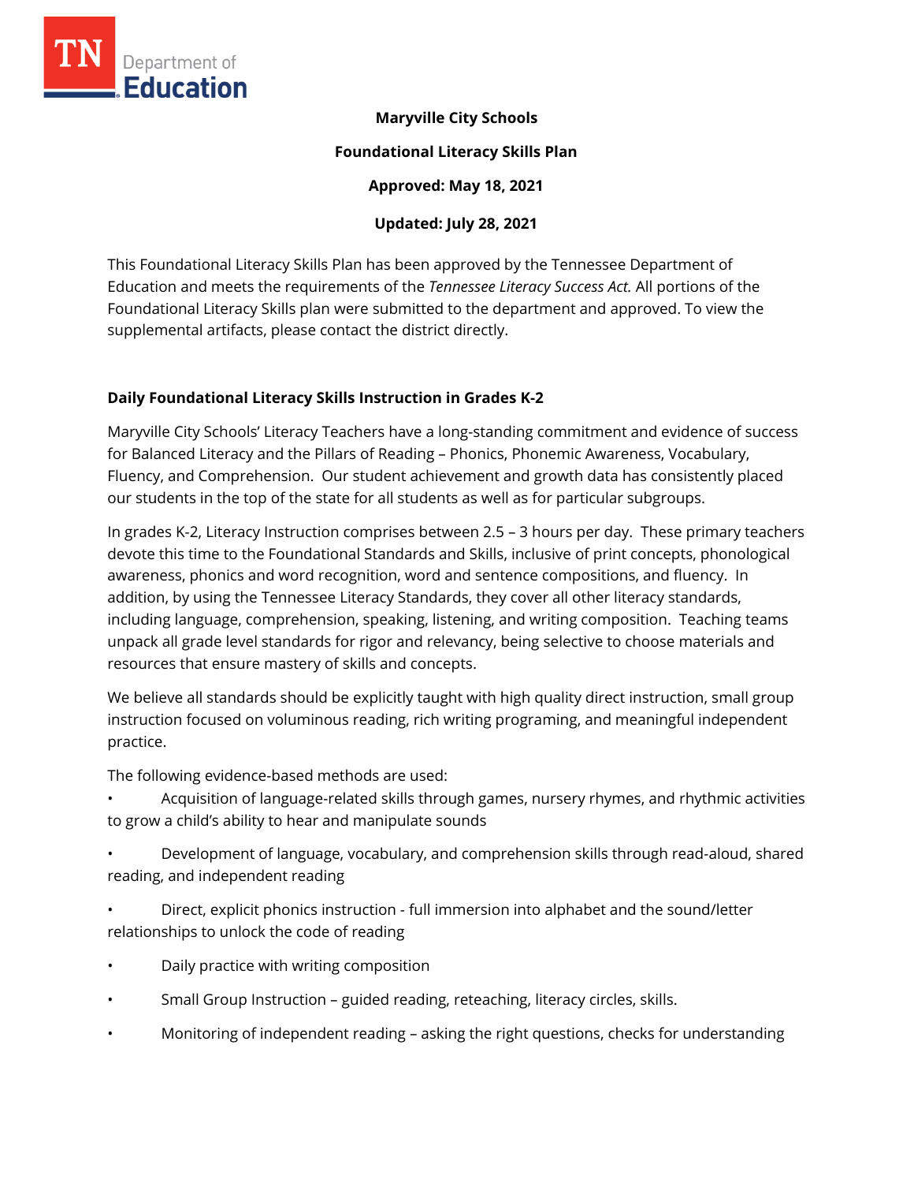**Maryville City Schools**

**Foundational Literacy Skills Plan**

**Approved: May 18, 2021**

**Updated: July 28, 2021**

This Foundational Literacy Skills Plan has been approved by the Tennessee Department of Education and meets the requirements of the *Tennessee Literacy Success Act.* All portions of the Foundational Literacy Skills plan were submitted to the department and approved. To view the supplemental artifacts, please contact the district directly.

## Daily Foundational Literacy Skills Instruction in Grades K-2

Maryville City Schools' Literacy Teachers have a long-standing commitment and evidence of success for Balanced Literacy and the Pillars of Reading – Phonics, Phonemic Awareness, Vocabulary, Fluency, and Comprehension. Our student achievement and growth data has consistently placed our students in the top of the state for all students as well as for particular subgroups.

In grades K-2, Literacy Instruction comprises between 2.5 – 3 hours per day. These primary teachers devote this time to the Foundational Standards and Skills, inclusive of print concepts, phonological awareness, phonics and word recognition, word and sentence compositions, and fluency. In addition, by using the Tennessee Literacy Standards, they cover all other literacy standards, including language, comprehension, speaking, listening, and writing composition. Teaching teams unpack all grade level standards for rigor and relevancy, being selective to choose materials and resources that ensure mastery of skills and concepts.

We believe all standards should be explicitly taught with high quality direct instruction, small group instruction focused on voluminous reading, rich writing programing, and meaningful independent practice.

The following evidence-based methods are used:

- Acquisition of language-related skills through games, nursery rhymes, and rhythmic activities to grow a child's ability to hear and manipulate sounds
- Development of language, vocabulary, and comprehension skills through read-aloud, shared reading, and independent reading
- Direct, explicit phonics instruction - full immersion into alphabet and the sound/letter relationships to unlock the code of reading
- Daily practice with writing composition
- Small Group Instruction – guided reading, reteaching, literacy circles, skills.
- Monitoring of independent reading – asking the right questions, checks for understanding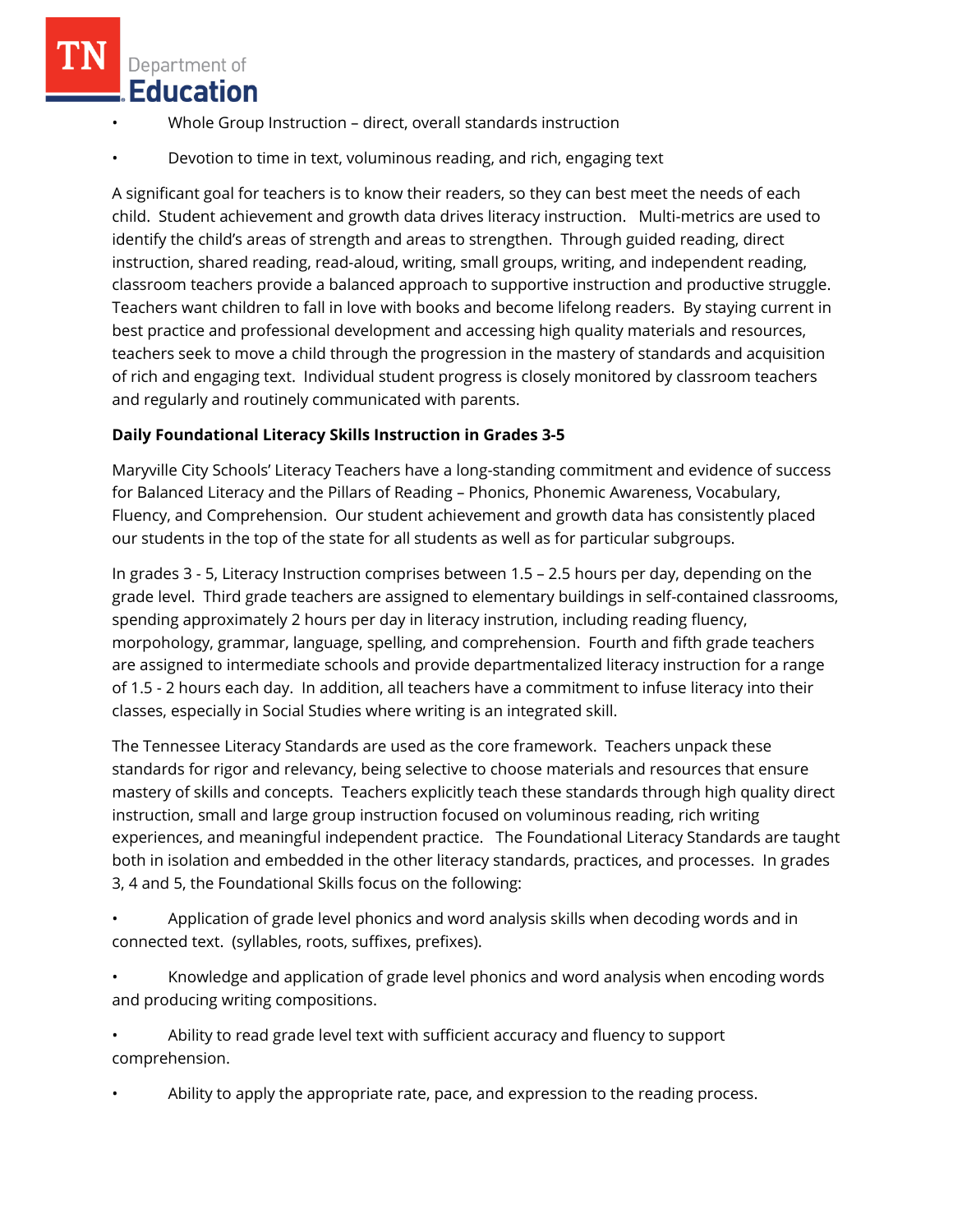- Whole Group Instruction – direct, overall standards instruction
- Devotion to time in text, voluminous reading, and rich, engaging text

A significant goal for teachers is to know their readers, so they can best meet the needs of each child. Student achievement and growth data drives literacy instruction. Multi-metrics are used to identify the child's areas of strength and areas to strengthen. Through guided reading, direct instruction, shared reading, read-aloud, writing, small groups, writing, and independent reading, classroom teachers provide a balanced approach to supportive instruction and productive struggle. Teachers want children to fall in love with books and become lifelong readers. By staying current in best practice and professional development and accessing high quality materials and resources, teachers seek to move a child through the progression in the mastery of standards and acquisition of rich and engaging text. Individual student progress is closely monitored by classroom teachers and regularly and routinely communicated with parents.

**Daily Foundational Literacy Skills Instruction in Grades 3-5**

Maryville City Schools' Literacy Teachers have a long-standing commitment and evidence of success for Balanced Literacy and the Pillars of Reading – Phonics, Phonemic Awareness, Vocabulary, Fluency, and Comprehension. Our student achievement and growth data has consistently placed our students in the top of the state for all students as well as for particular subgroups.

In grades 3 - 5, Literacy Instruction comprises between 1.5 – 2.5 hours per day, depending on the grade level. Third grade teachers are assigned to elementary buildings in self-contained classrooms, spending approximately 2 hours per day in literacy instrution, including reading fluency, morpohology, grammar, language, spelling, and comprehension. Fourth and fifth grade teachers are assigned to intermediate schools and provide departmentalized literacy instruction for a range of 1.5 - 2 hours each day. In addition, all teachers have a commitment to infuse literacy into their classes, especially in Social Studies where writing is an integrated skill.

The Tennessee Literacy Standards are used as the core framework. Teachers unpack these standards for rigor and relevancy, being selective to choose materials and resources that ensure mastery of skills and concepts. Teachers explicitly teach these standards through high quality direct instruction, small and large group instruction focused on voluminous reading, rich writing experiences, and meaningful independent practice. The Foundational Literacy Standards are taught both in isolation and embedded in the other literacy standards, practices, and processes. In grades 3, 4 and 5, the Foundational Skills focus on the following:

- Application of grade level phonics and word analysis skills when decoding words and in connected text. (syllables, roots, suffixes, prefixes).
- Knowledge and application of grade level phonics and word analysis when encoding words and producing writing compositions.
- Ability to read grade level text with sufficient accuracy and fluency to support comprehension.
- Ability to apply the appropriate rate, pace, and expression to the reading process.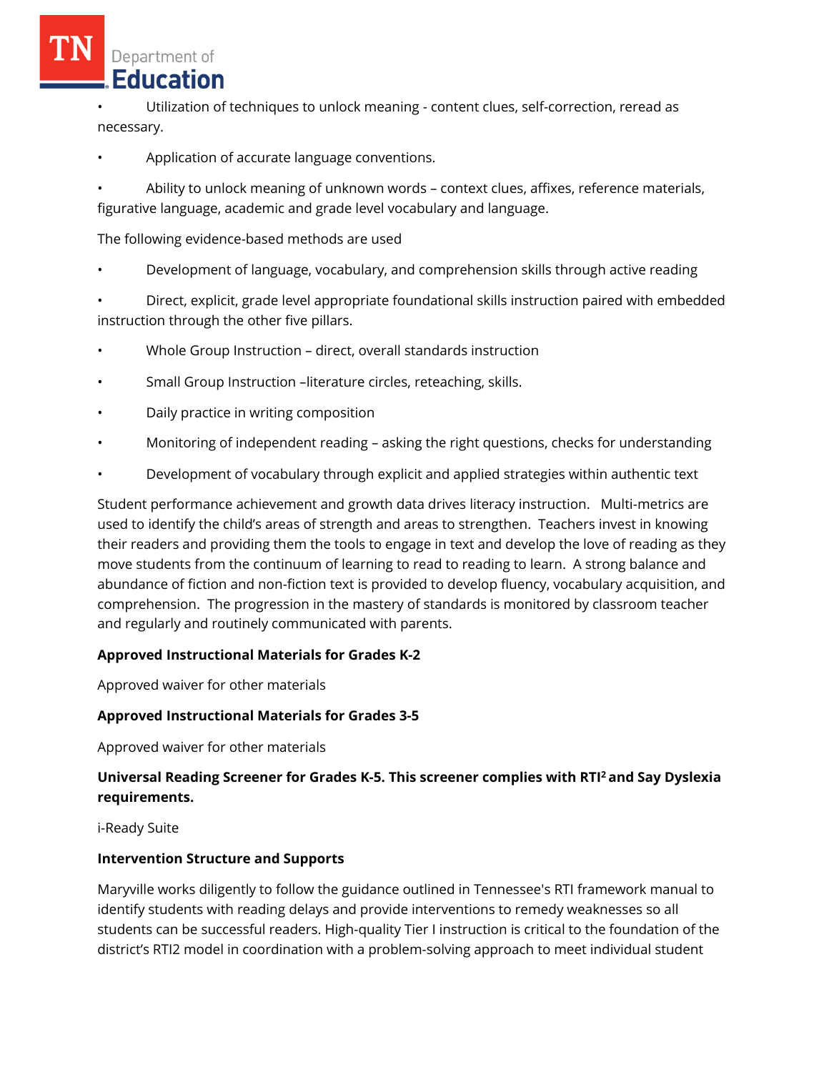- Utilization of techniques to unlock meaning - content clues, self-correction, reread as necessary.
- Application of accurate language conventions.
- Ability to unlock meaning of unknown words – context clues, affixes, reference materials, figurative language, academic and grade level vocabulary and language.

The following evidence-based methods are used

- Development of language, vocabulary, and comprehension skills through active reading
- Direct, explicit, grade level appropriate foundational skills instruction paired with embedded instruction through the other five pillars.
- Whole Group Instruction – direct, overall standards instruction
- Small Group Instruction –literature circles, reteaching, skills.
- Daily practice in writing composition
- Monitoring of independent reading – asking the right questions, checks for understanding
- Development of vocabulary through explicit and applied strategies within authentic text

Student performance achievement and growth data drives literacy instruction. Multi-metrics are used to identify the child's areas of strength and areas to strengthen. Teachers invest in knowing their readers and providing them the tools to engage in text and develop the love of reading as they move students from the continuum of learning to read to reading to learn. A strong balance and abundance of fiction and non-fiction text is provided to develop fluency, vocabulary acquisition, and comprehension. The progression in the mastery of standards is monitored by classroom teacher and regularly and routinely communicated with parents.

**Approved Instructional Materials for Grades K-2**

Approved waiver for other materials

**Approved Instructional Materials for Grades 3-5**

Approved waiver for other materials

**Universal Reading Screener for Grades K-5. This screener complies with RTI² and Say Dyslexia requirements.**

i-Ready Suite

**Intervention Structure and Supports**

Maryville works diligently to follow the guidance outlined in Tennessee's RTI framework manual to identify students with reading delays and provide interventions to remedy weaknesses so all students can be successful readers. High-quality Tier I instruction is critical to the foundation of the district's RTI2 model in coordination with a problem-solving approach to meet individual student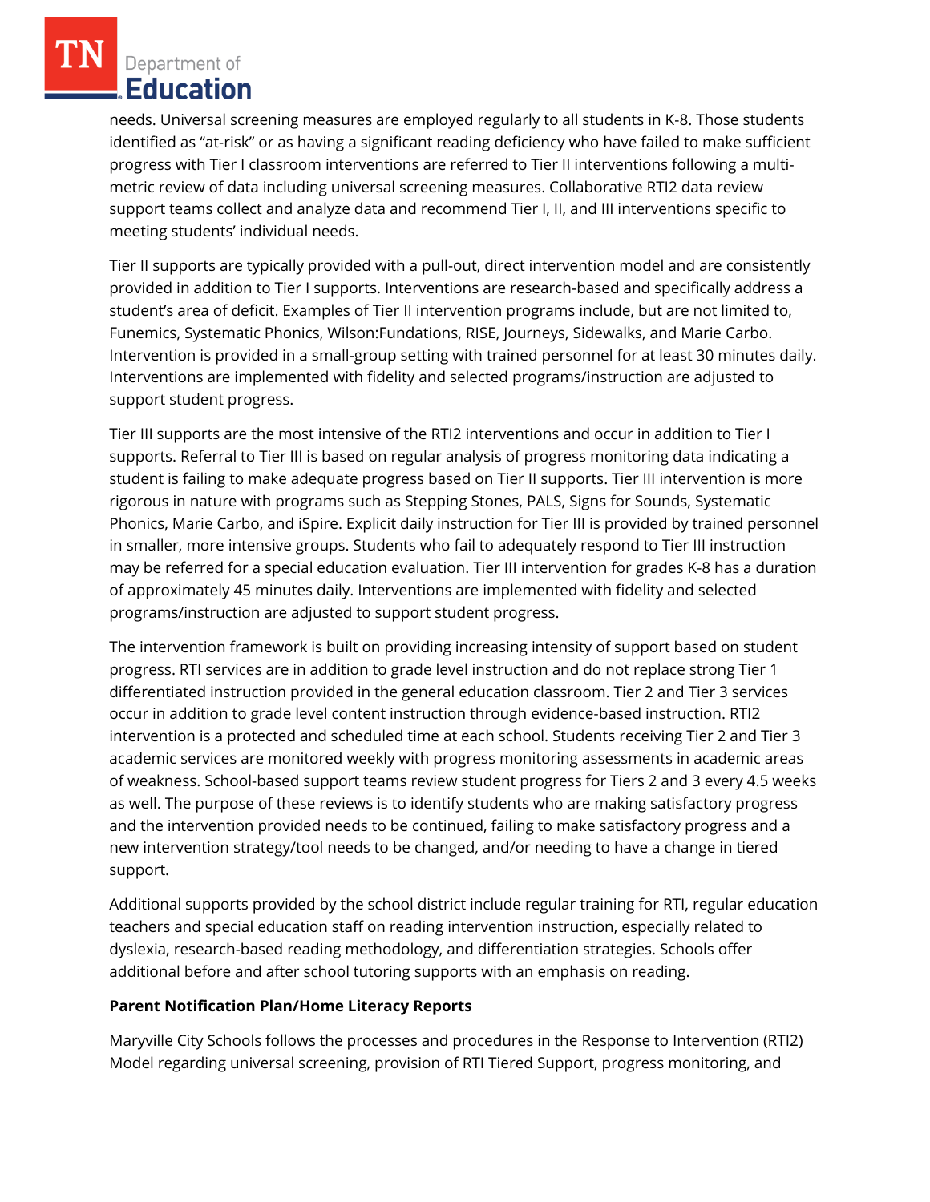needs. Universal screening measures are employed regularly to all students in K-8. Those students identified as "at-risk" or as having a significant reading deficiency who have failed to make sufficient progress with Tier I classroom interventions are referred to Tier II interventions following a multi-metric review of data including universal screening measures. Collaborative RTI2 data review support teams collect and analyze data and recommend Tier I, II, and III interventions specific to meeting students' individual needs.

Tier II supports are typically provided with a pull-out, direct intervention model and are consistently provided in addition to Tier I supports. Interventions are research-based and specifically address a student's area of deficit. Examples of Tier II intervention programs include, but are not limited to, Funemics, Systematic Phonics, Wilson:Fundations, RISE, Journeys, Sidewalks, and Marie Carbo. Intervention is provided in a small-group setting with trained personnel for at least 30 minutes daily. Interventions are implemented with fidelity and selected programs/instruction are adjusted to support student progress.

Tier III supports are the most intensive of the RTI2 interventions and occur in addition to Tier I supports. Referral to Tier III is based on regular analysis of progress monitoring data indicating a student is failing to make adequate progress based on Tier II supports. Tier III intervention is more rigorous in nature with programs such as Stepping Stones, PALS, Signs for Sounds, Systematic Phonics, Marie Carbo, and iSpire. Explicit daily instruction for Tier III is provided by trained personnel in smaller, more intensive groups. Students who fail to adequately respond to Tier III instruction may be referred for a special education evaluation. Tier III intervention for grades K-8 has a duration of approximately 45 minutes daily. Interventions are implemented with fidelity and selected programs/instruction are adjusted to support student progress.

The intervention framework is built on providing increasing intensity of support based on student progress. RTI services are in addition to grade level instruction and do not replace strong Tier 1 differentiated instruction provided in the general education classroom. Tier 2 and Tier 3 services occur in addition to grade level content instruction through evidence-based instruction. RTI2 intervention is a protected and scheduled time at each school. Students receiving Tier 2 and Tier 3 academic services are monitored weekly with progress monitoring assessments in academic areas of weakness. School-based support teams review student progress for Tiers 2 and 3 every 4.5 weeks as well. The purpose of these reviews is to identify students who are making satisfactory progress and the intervention provided needs to be continued, failing to make satisfactory progress and a new intervention strategy/tool needs to be changed, and/or needing to have a change in tiered support.

Additional supports provided by the school district include regular training for RTI, regular education teachers and special education staff on reading intervention instruction, especially related to dyslexia, research-based reading methodology, and differentiation strategies. Schools offer additional before and after school tutoring supports with an emphasis on reading.

**Parent Notification Plan/Home Literacy Reports**

Maryville City Schools follows the processes and procedures in the Response to Intervention (RTI2) Model regarding universal screening, provision of RTI Tiered Support, progress monitoring, and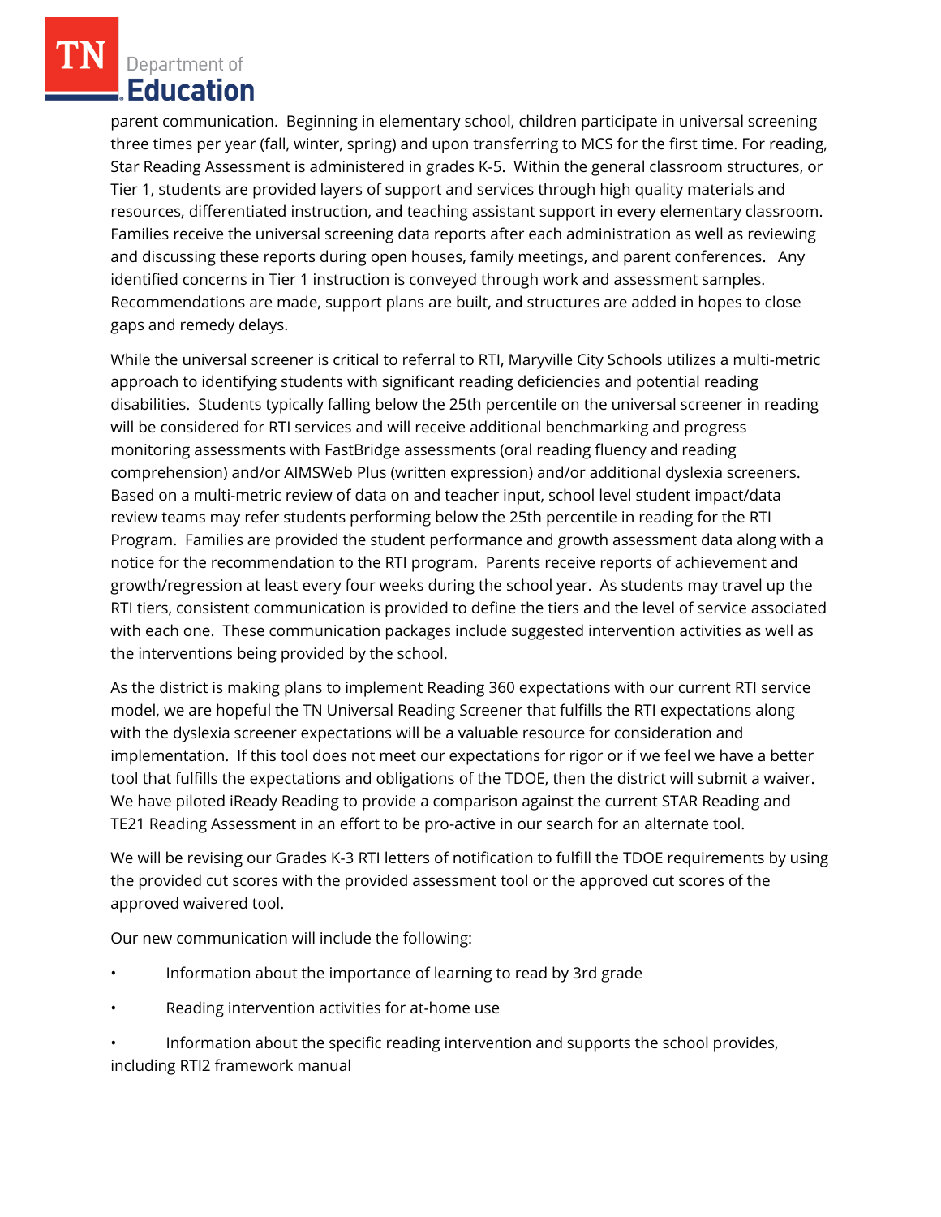parent communication. Beginning in elementary school, children participate in universal screening three times per year (fall, winter, spring) and upon transferring to MCS for the first time. For reading, Star Reading Assessment is administered in grades K-5. Within the general classroom structures, or Tier 1, students are provided layers of support and services through high quality materials and resources, differentiated instruction, and teaching assistant support in every elementary classroom. Families receive the universal screening data reports after each administration as well as reviewing and discussing these reports during open houses, family meetings, and parent conferences. Any identified concerns in Tier 1 instruction is conveyed through work and assessment samples. Recommendations are made, support plans are built, and structures are added in hopes to close gaps and remedy delays.

While the universal screener is critical to referral to RTI, Maryville City Schools utilizes a multi-metric approach to identifying students with significant reading deficiencies and potential reading disabilities. Students typically falling below the 25th percentile on the universal screener in reading will be considered for RTI services and will receive additional benchmarking and progress monitoring assessments with FastBridge assessments (oral reading fluency and reading comprehension) and/or AIMSWeb Plus (written expression) and/or additional dyslexia screeners. Based on a multi-metric review of data on and teacher input, school level student impact/data review teams may refer students performing below the 25th percentile in reading for the RTI Program. Families are provided the student performance and growth assessment data along with a notice for the recommendation to the RTI program. Parents receive reports of achievement and growth/regression at least every four weeks during the school year. As students may travel up the RTI tiers, consistent communication is provided to define the tiers and the level of service associated with each one. These communication packages include suggested intervention activities as well as the interventions being provided by the school.

As the district is making plans to implement Reading 360 expectations with our current RTI service model, we are hopeful the TN Universal Reading Screener that fulfills the RTI expectations along with the dyslexia screener expectations will be a valuable resource for consideration and implementation. If this tool does not meet our expectations for rigor or if we feel we have a better tool that fulfills the expectations and obligations of the TDOE, then the district will submit a waiver. We have piloted iReady Reading to provide a comparison against the current STAR Reading and TE21 Reading Assessment in an effort to be pro-active in our search for an alternate tool.

We will be revising our Grades K-3 RTI letters of notification to fulfill the TDOE requirements by using the provided cut scores with the provided assessment tool or the approved cut scores of the approved waivered tool.

Our new communication will include the following:

- Information about the importance of learning to read by 3rd grade
- Reading intervention activities for at-home use
- Information about the specific reading intervention and supports the school provides, including RTI2 framework manual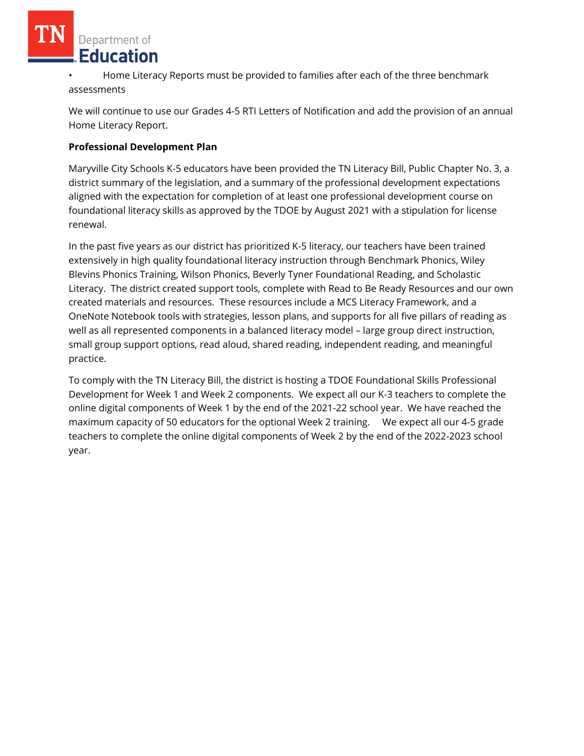- Home Literacy Reports must be provided to families after each of the three benchmark assessments

We will continue to use our Grades 4-5 RTI Letters of Notification and add the provision of an annual Home Literacy Report.

**Professional Development Plan**

Maryville City Schools K-5 educators have been provided the TN Literacy Bill, Public Chapter No. 3, a district summary of the legislation, and a summary of the professional development expectations aligned with the expectation for completion of at least one professional development course on foundational literacy skills as approved by the TDOE by August 2021 with a stipulation for license renewal.

In the past five years as our district has prioritized K-5 literacy, our teachers have been trained extensively in high quality foundational literacy instruction through Benchmark Phonics, Wiley Blevins Phonics Training, Wilson Phonics, Beverly Tyner Foundational Reading, and Scholastic Literacy. The district created support tools, complete with Read to Be Ready Resources and our own created materials and resources. These resources include a MCS Literacy Framework, and a OneNote Notebook tools with strategies, lesson plans, and supports for all five pillars of reading as well as all represented components in a balanced literacy model – large group direct instruction, small group support options, read aloud, shared reading, independent reading, and meaningful practice.

To comply with the TN Literacy Bill, the district is hosting a TDOE Foundational Skills Professional Development for Week 1 and Week 2 components. We expect all our K-3 teachers to complete the online digital components of Week 1 by the end of the 2021-22 school year. We have reached the maximum capacity of 50 educators for the optional Week 2 training. We expect all our 4-5 grade teachers to complete the online digital components of Week 2 by the end of the 2022-2023 school year.